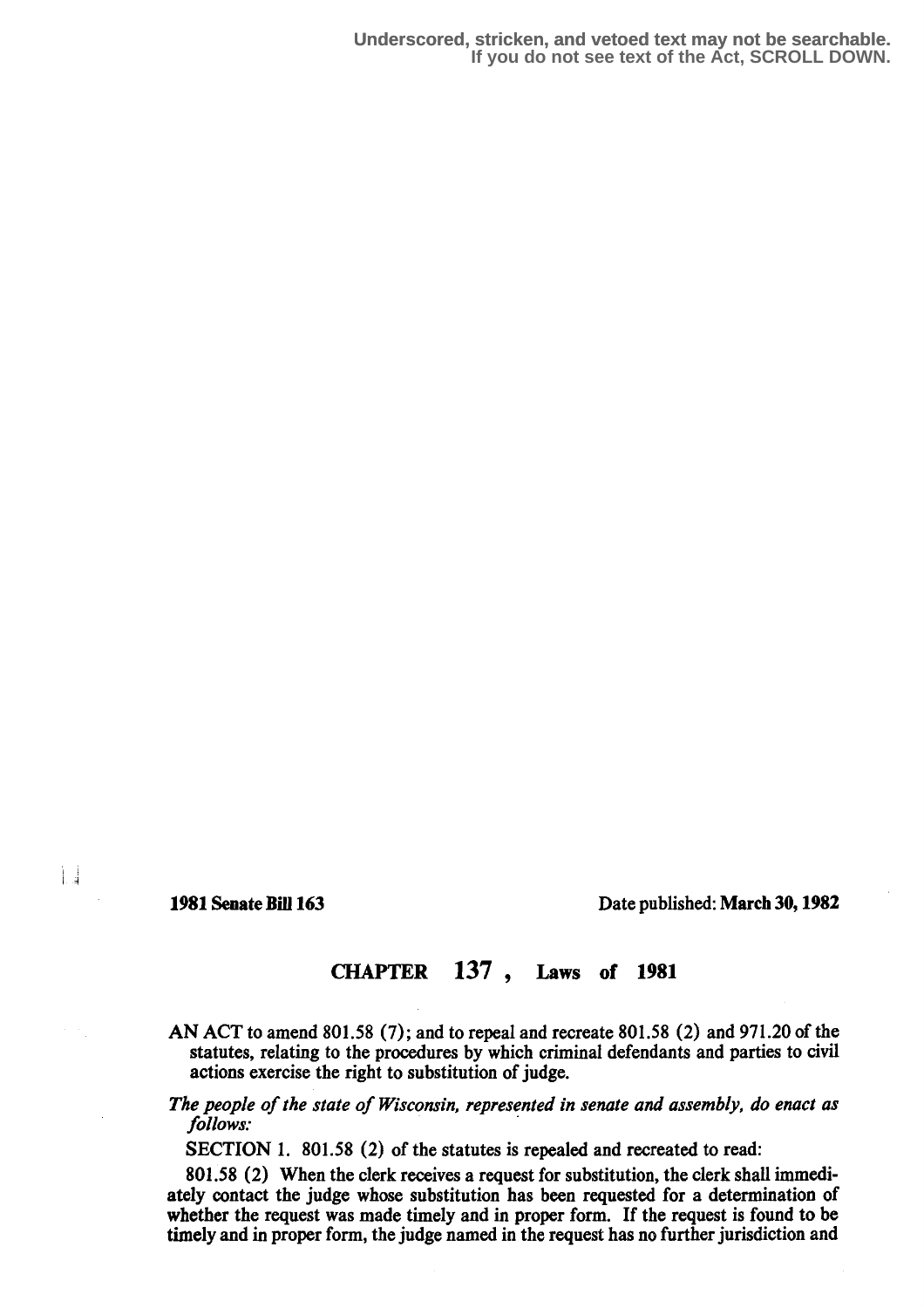Underscored, stricken, and vetoed text may not be searchable.
If you do not see text of the Act, SCROLL DOWN.

**1981 Senate Bill 163** Date published: **March 30, 1982**

# CHAPTER 137 , Laws of 1981

AN ACT to amend 801.58 (7); and to repeal and recreate 801.58 (2) and 971.20 of the statutes, relating to the procedures by which criminal defendants and parties to civil actions exercise the right to substitution of judge.

*The people of the state of Wisconsin, represented in senate and assembly, do enact as follows:*

SECTION 1. 801.58 (2) of the statutes is repealed and recreated to read:

801.58 (2) When the clerk receives a request for substitution, the clerk shall immediately contact the judge whose substitution has been requested for a determination of whether the request was made timely and in proper form. If the request is found to be timely and in proper form, the judge named in the request has no further jurisdiction and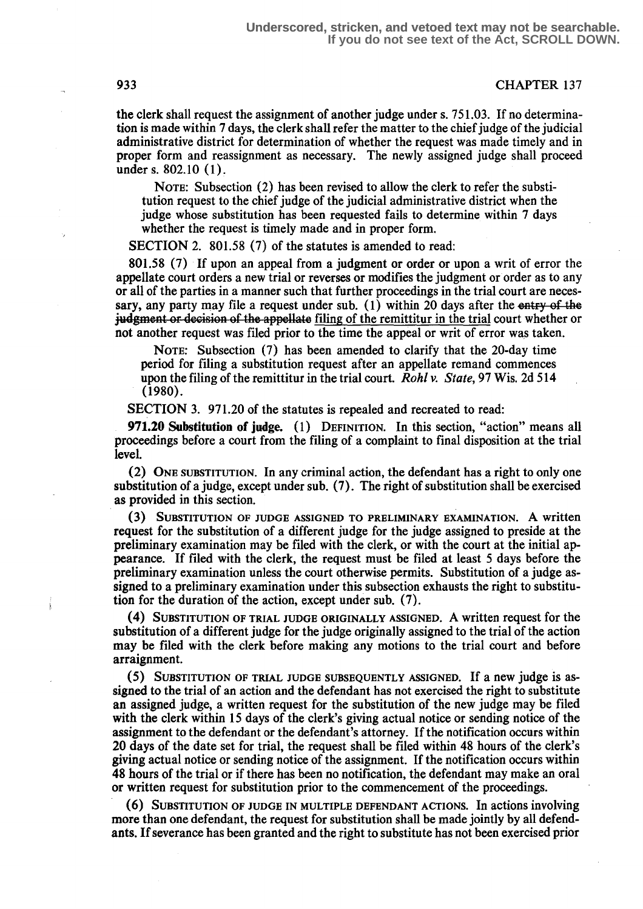the clerk shall request the assignment of another judge under s. 751.03. If no determination is made within 7 days, the clerk shall refer the matter to the chief judge of the judicial administrative district for determination of whether the request was made timely and in proper form and reassignment as necessary. The newly assigned judge shall proceed under s. 802.10 (1).

NOTE: Subsection (2) has been revised to allow the clerk to refer the substitution request to the chief judge of the judicial administrative district when the judge whose substitution has been requested fails to determine within 7 days whether the request is timely made and in proper form.

SECTION 2. 801.58 (7) of the statutes is amended to read:

801.58 (7) If upon an appeal from a judgment or order or upon a writ of error the appellate court orders a new trial or reverses or modifies the judgment or order as to any or all of the parties in a manner such that further proceedings in the trial court are necessary, any party may file a request under sub. (1) within 20 days after the ~~entry of the judgment or decision of the appellate~~ filing of the remittitur in the trial court whether or not another request was filed prior to the time the appeal or writ of error was taken.

NOTE: Subsection (7) has been amended to clarify that the 20-day time period for filing a substitution request after an appellate remand commences upon the filing of the remittitur in the trial court. *Rohl v. State*, 97 Wis. 2d 514 (1980).

SECTION 3. 971.20 of the statutes is repealed and recreated to read:

**971.20 Substitution of judge.** (1) DEFINITION. In this section, "action" means all proceedings before a court from the filing of a complaint to final disposition at the trial level.

(2) ONE SUBSTITUTION. In any criminal action, the defendant has a right to only one substitution of a judge, except under sub. (7). The right of substitution shall be exercised as provided in this section.

(3) SUBSTITUTION OF JUDGE ASSIGNED TO PRELIMINARY EXAMINATION. A written request for the substitution of a different judge for the judge assigned to preside at the preliminary examination may be filed with the clerk, or with the court at the initial appearance. If filed with the clerk, the request must be filed at least 5 days before the preliminary examination unless the court otherwise permits. Substitution of a judge assigned to a preliminary examination under this subsection exhausts the right to substitution for the duration of the action, except under sub. (7).

(4) SUBSTITUTION OF TRIAL JUDGE ORIGINALLY ASSIGNED. A written request for the substitution of a different judge for the judge originally assigned to the trial of the action may be filed with the clerk before making any motions to the trial court and before arraignment.

(5) SUBSTITUTION OF TRIAL JUDGE SUBSEQUENTLY ASSIGNED. If a new judge is assigned to the trial of an action and the defendant has not exercised the right to substitute an assigned judge, a written request for the substitution of the new judge may be filed with the clerk within 15 days of the clerk's giving actual notice or sending notice of the assignment to the defendant or the defendant's attorney. If the notification occurs within 20 days of the date set for trial, the request shall be filed within 48 hours of the clerk's giving actual notice or sending notice of the assignment. If the notification occurs within 48 hours of the trial or if there has been no notification, the defendant may make an oral or written request for substitution prior to the commencement of the proceedings.

(6) SUBSTITUTION OF JUDGE IN MULTIPLE DEFENDANT ACTIONS. In actions involving more than one defendant, the request for substitution shall be made jointly by all defendants. If severance has been granted and the right to substitute has not been exercised prior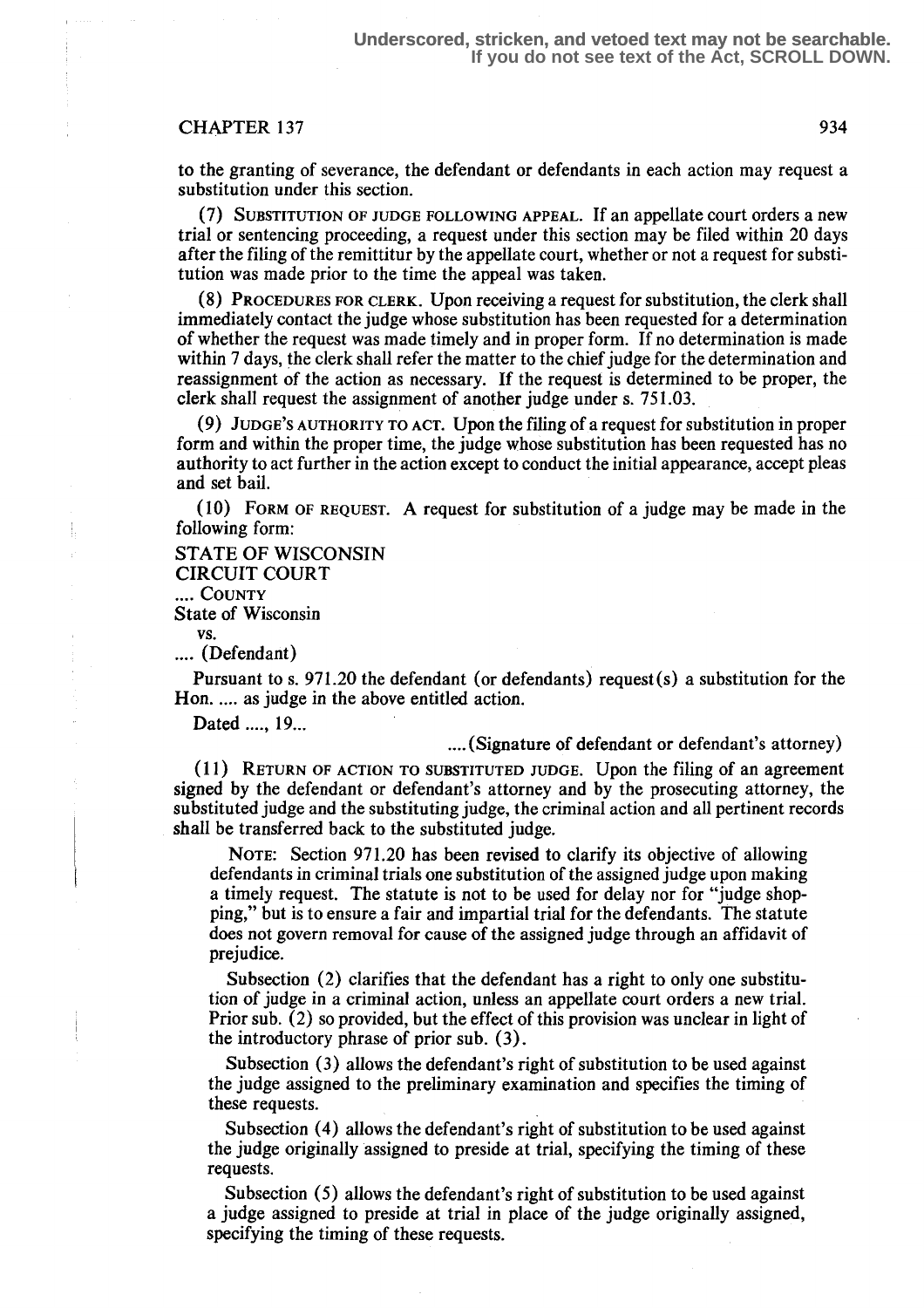to the granting of severance, the defendant or defendants in each action may request a substitution under this section.

(7) SUBSTITUTION OF JUDGE FOLLOWING APPEAL. If an appellate court orders a new trial or sentencing proceeding, a request under this section may be filed within 20 days after the filing of the remittitur by the appellate court, whether or not a request for substitution was made prior to the time the appeal was taken.

(8) PROCEDURES FOR CLERK. Upon receiving a request for substitution, the clerk shall immediately contact the judge whose substitution has been requested for a determination of whether the request was made timely and in proper form. If no determination is made within 7 days, the clerk shall refer the matter to the chief judge for the determination and reassignment of the action as necessary. If the request is determined to be proper, the clerk shall request the assignment of another judge under s. 751.03.

(9) JUDGE'S AUTHORITY TO ACT. Upon the filing of a request for substitution in proper form and within the proper time, the judge whose substitution has been requested has no authority to act further in the action except to conduct the initial appearance, accept pleas and set bail.

(10) FORM OF REQUEST. A request for substitution of a judge may be made in the following form:

STATE OF WISCONSIN
CIRCUIT COURT
.... COUNTY
State of Wisconsin
vs.
.... (Defendant)

Pursuant to s. 971.20 the defendant (or defendants) request(s) a substitution for the Hon. .... as judge in the above entitled action.

Dated ...., 19...

.... (Signature of defendant or defendant's attorney)

(11) RETURN OF ACTION TO SUBSTITUTED JUDGE. Upon the filing of an agreement signed by the defendant or defendant's attorney and by the prosecuting attorney, the substituted judge and the substituting judge, the criminal action and all pertinent records shall be transferred back to the substituted judge.

NOTE: Section 971.20 has been revised to clarify its objective of allowing defendants in criminal trials one substitution of the assigned judge upon making a timely request. The statute is not to be used for delay nor for "judge shopping," but is to ensure a fair and impartial trial for the defendants. The statute does not govern removal for cause of the assigned judge through an affidavit of prejudice.

Subsection (2) clarifies that the defendant has a right to only one substitution of judge in a criminal action, unless an appellate court orders a new trial. Prior sub. (2) so provided, but the effect of this provision was unclear in light of the introductory phrase of prior sub. (3).

Subsection (3) allows the defendant's right of substitution to be used against the judge assigned to the preliminary examination and specifies the timing of these requests.

Subsection (4) allows the defendant's right of substitution to be used against the judge originally assigned to preside at trial, specifying the timing of these requests.

Subsection (5) allows the defendant's right of substitution to be used against a judge assigned to preside at trial in place of the judge originally assigned, specifying the timing of these requests.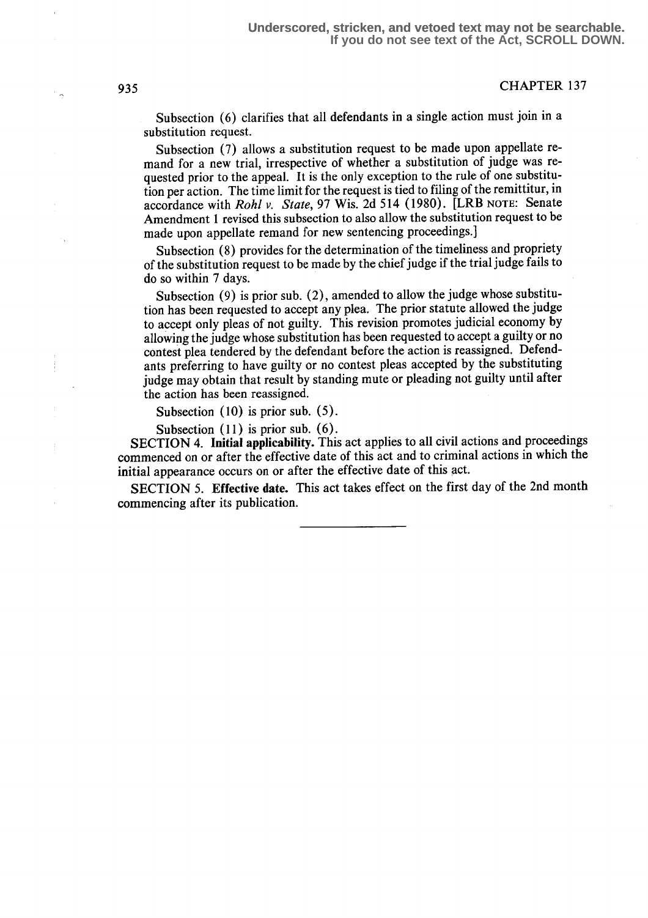Subsection (6) clarifies that all defendants in a single action must join in a substitution request.

Subsection (7) allows a substitution request to be made upon appellate remand for a new trial, irrespective of whether a substitution of judge was requested prior to the appeal. It is the only exception to the rule of one substitution per action. The time limit for the request is tied to filing of the remittitur, in accordance with *Rohl v. State*, 97 Wis. 2d 514 (1980). [LRB NOTE: Senate Amendment 1 revised this subsection to also allow the substitution request to be made upon appellate remand for new sentencing proceedings.]

Subsection (8) provides for the determination of the timeliness and propriety of the substitution request to be made by the chief judge if the trial judge fails to do so within 7 days.

Subsection (9) is prior sub. (2), amended to allow the judge whose substitution has been requested to accept any plea. The prior statute allowed the judge to accept only pleas of not guilty. This revision promotes judicial economy by allowing the judge whose substitution has been requested to accept a guilty or no contest plea tendered by the defendant before the action is reassigned. Defendants preferring to have guilty or no contest pleas accepted by the substituting judge may obtain that result by standing mute or pleading not guilty until after the action has been reassigned.

Subsection (10) is prior sub. (5).

Subsection (11) is prior sub. (6).

SECTION 4. **Initial applicability.** This act applies to all civil actions and proceedings commenced on or after the effective date of this act and to criminal actions in which the initial appearance occurs on or after the effective date of this act.

SECTION 5. **Effective date.** This act takes effect on the first day of the 2nd month commencing after its publication.